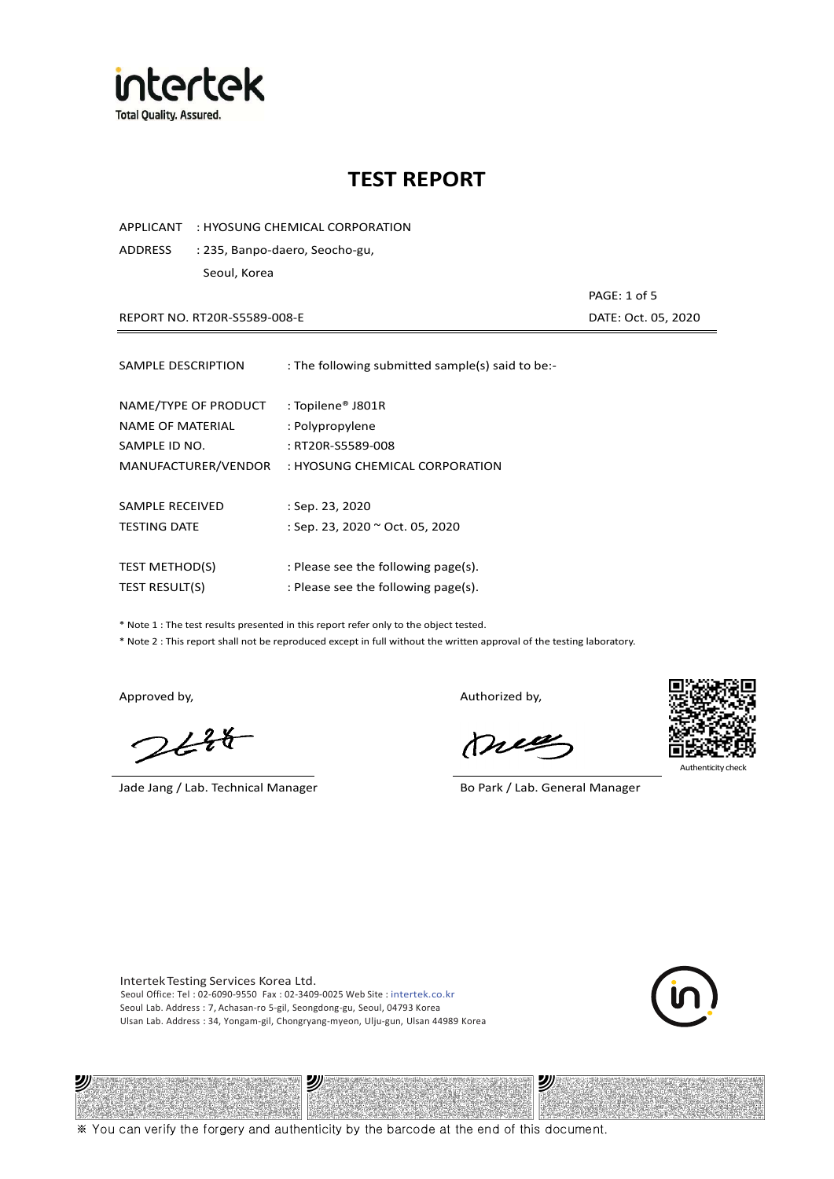# TEST REPORT

APPLICANT : HYOSUNG CHEMICAL CORPORATION

ADDRESS : 235, Banpo-daero, Seocho-gu,
Seoul, Korea

REPORT NO. RT20R-S5589-008-E

DATE: Oct. 05, 2020

| | |
|---|---|
| SAMPLE DESCRIPTION | : The following submitted sample(s) said to be:- |
| NAME/TYPE OF PRODUCT | : Topilene® J801R |
| NAME OF MATERIAL | : Polypropylene |
| SAMPLE ID NO. | : RT20R-S5589-008 |
| MANUFACTURER/VENDOR | : HYOSUNG CHEMICAL CORPORATION |
| SAMPLE RECEIVED | : Sep. 23, 2020 |
| TESTING DATE | : Sep. 23, 2020 ~ Oct. 05, 2020 |
| TEST METHOD(S) | : Please see the following page(s). |
| TEST RESULT(S) | : Please see the following page(s). |

* Note 1 : The test results presented in this report refer only to the object tested.
* Note 2 : This report shall not be reproduced except in full without the written approval of the testing laboratory.

Approved by,

Jade Jang / Lab. Technical Manager

Authorized by,

Bo Park / Lab. General Manager

Authenticity check

Intertek Testing Services Korea Ltd.
Seoul Office: Tel : 02-6090-9550 Fax : 02-3409-0025 Web Site : intertek.co.kr
Seoul Lab. Address : 7, Achasan-ro 5-gil, Seongdong-gu, Seoul, 04793 Korea
Ulsan Lab. Address : 34, Yongam-gil, Chongryang-myeon, Ulju-gun, Ulsan 44989 Korea

※ You can verify the forgery and authenticity by the barcode at the end of this document.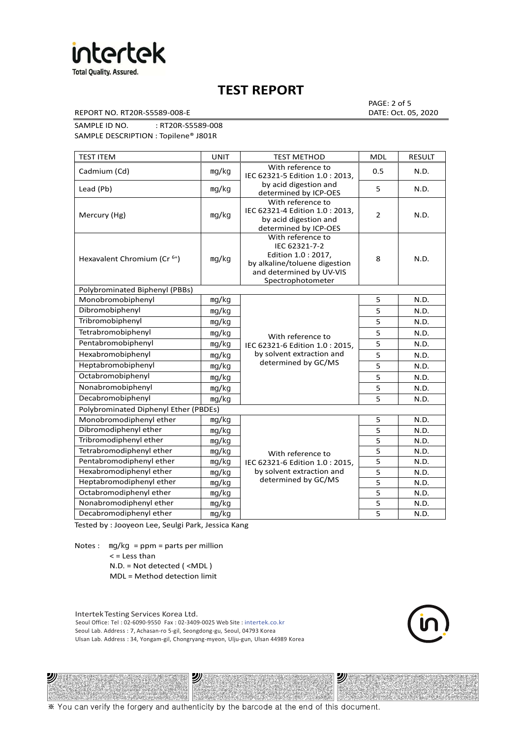# TEST REPORT

REPORT NO. RT20R-S5589-008-E

PAGE: 2 of 5
DATE: Oct. 05, 2020

SAMPLE ID NO. : RT20R-S5589-008
SAMPLE DESCRIPTION : Topilene® J801R

| TEST ITEM | UNIT | TEST METHOD | MDL | RESULT |
|---|---|---|---|---|
| Cadmium (Cd) | mg/kg | With reference to IEC 62321-5 Edition 1.0 : 2013, by acid digestion and determined by ICP-OES | 0.5 | N.D. |
| Lead (Pb) | mg/kg | | 5 | N.D. |
| Mercury (Hg) | mg/kg | With reference to IEC 62321-4 Edition 1.0 : 2013, by acid digestion and determined by ICP-OES | 2 | N.D. |
| Hexavalent Chromium ($Cr^{6+}$) | mg/kg | With reference to IEC 62321-7-2 Edition 1.0 : 2017, by alkaline/toluene digestion and determined by UV-VIS Spectrophotometer | 8 | N.D. |
| Polybrominated Biphenyl (PBBs) | | | | |
| Monobromobiphenyl | mg/kg | With reference to IEC 62321-6 Edition 1.0 : 2015, by solvent extraction and determined by GC/MS | 5 | N.D. |
| Dibromobiphenyl | mg/kg | | 5 | N.D. |
| Tribromobiphenyl | mg/kg | | 5 | N.D. |
| Tetrabromobiphenyl | mg/kg | | 5 | N.D. |
| Pentabromobiphenyl | mg/kg | | 5 | N.D. |
| Hexabromobiphenyl | mg/kg | | 5 | N.D. |
| Heptabromobiphenyl | mg/kg | | 5 | N.D. |
| Octabromobiphenyl | mg/kg | | 5 | N.D. |
| Nonabromobiphenyl | mg/kg | | 5 | N.D. |
| Decabromobiphenyl | mg/kg | | 5 | N.D. |
| Polybrominated Diphenyl Ether (PBDEs) | | | | |
| Monobromodiphenyl ether | mg/kg | With reference to IEC 62321-6 Edition 1.0 : 2015, by solvent extraction and determined by GC/MS | 5 | N.D. |
| Dibromodiphenyl ether | mg/kg | | 5 | N.D. |
| Tribromodiphenyl ether | mg/kg | | 5 | N.D. |
| Tetrabromodiphenyl ether | mg/kg | | 5 | N.D. |
| Pentabromodiphenyl ether | mg/kg | | 5 | N.D. |
| Hexabromodiphenyl ether | mg/kg | | 5 | N.D. |
| Heptabromodiphenyl ether | mg/kg | | 5 | N.D. |
| Octabromodiphenyl ether | mg/kg | | 5 | N.D. |
| Nonabromodiphenyl ether | mg/kg | | 5 | N.D. |
| Decabromodiphenyl ether | mg/kg | | 5 | N.D. |

Tested by : Jooyeon Lee, Seulgi Park, Jessica Kang

Notes : mg/kg = ppm = parts per million
< = Less than
N.D. = Not detected ( <MDL )
MDL = Method detection limit

Intertek Testing Services Korea Ltd.
Seoul Office: Tel : 02-6090-9550 Fax : 02-3409-0025 Web Site : intertek.co.kr
Seoul Lab. Address : 7, Achasan-ro 5-gil, Seongdong-gu, Seoul, 04793 Korea
Ulsan Lab. Address : 34, Yongam-gil, Chongryang-myeon, Ulju-gun, Ulsan 44989 Korea

※ You can verify the forgery and authenticity by the barcode at the end of this document.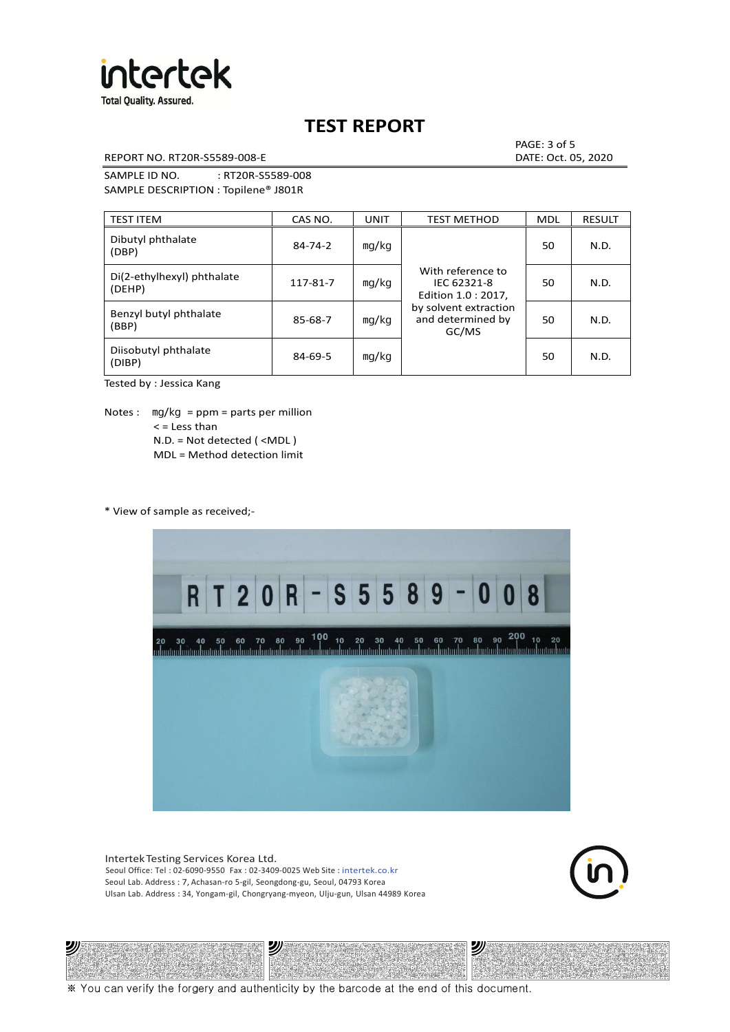# TEST REPORT

REPORT NO. RT20R-S5589-008-E

DATE: Oct. 05, 2020

SAMPLE ID NO. : RT20R-S5589-008

SAMPLE DESCRIPTION : Topilene® J801R

| TEST ITEM | CAS NO. | UNIT | TEST METHOD | MDL | RESULT |
|---|---|---|---|---|---|
| Dibutyl phthalate (DBP) | 84-74-2 | mg/kg | With reference to IEC 62321-8 Edition 1.0 : 2017, by solvent extraction and determined by GC/MS | 50 | N.D. |
| Di(2-ethylhexyl) phthalate (DEHP) | 117-81-7 | mg/kg | | 50 | N.D. |
| Benzyl butyl phthalate (BBP) | 85-68-7 | mg/kg | | 50 | N.D. |
| Diisobutyl phthalate (DIBP) | 84-69-5 | mg/kg | | 50 | N.D. |

Tested by : Jessica Kang

Notes : mg/kg = ppm = parts per million
< = Less than
N.D. = Not detected ( <MDL )
MDL = Method detection limit

* View of sample as received;-

Intertek Testing Services Korea Ltd.
Seoul Office: Tel : 02-6090-9550 Fax : 02-3409-0025 Web Site : intertek.co.kr
Seoul Lab. Address : 7, Achasan-ro 5-gil, Seongdong-gu, Seoul, 04793 Korea
Ulsan Lab. Address : 34, Yongam-gil, Chongryang-myeon, Ulju-gun, Ulsan 44989 Korea

※ You can verify the forgery and authenticity by the barcode at the end of this document.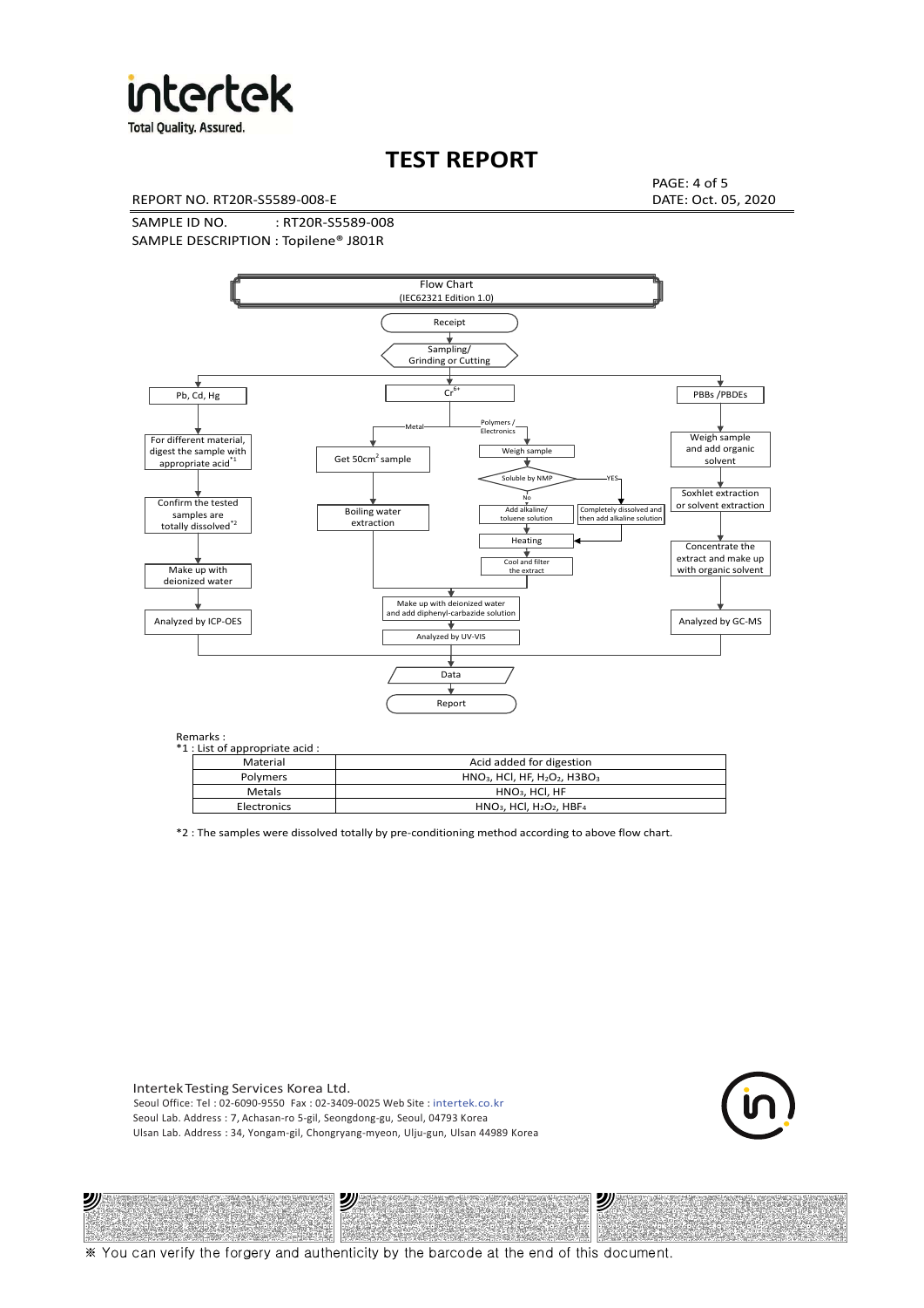# TEST REPORT

REPORT NO. RT20R-S5589-008-E

DATE: Oct. 05, 2020

SAMPLE ID NO. : RT20R-S5589-008

SAMPLE DESCRIPTION : Topilene® J801R

Flow Chart
(IEC62321 Edition 1.0)

Receipt

Sampling/
Grinding or Cutting

**Pb, Cd, Hg**
- For different material, digest the sample with appropriate acid*1
- Confirm the tested samples are totally dissolved*2
- Make up with deionized water
- Analyzed by ICP-OES

**$Cr^{6+}$**
- Metal:
  - Get 50cm² sample
  - Boiling water extraction
- Polymers / Electronics:
  - Weigh sample
  - Soluble by NMP
    - No: Add alkaline/ toluene solution
    - YES: Completely dissolved and then add alkaline solution
  - Heating
  - Cool and filter the extract
- Make up with deionized water and add diphenyl-carbazide solution
- Analyzed by UV-VIS

**PBBs /PBDEs**
- Weigh sample and add organic solvent
- Soxhlet extraction or solvent extraction
- Concentrate the extract and make up with organic solvent
- Analyzed by GC-MS

Data

Report

Remarks :

*1 : List of appropriate acid :

| Material | Acid added for digestion |
|---|---|
| Polymers | $HNO_3$, HCl, HF, $H_2O_2$, $H3BO_3$ |
| Metals | $HNO_3$, HCl, HF |
| Electronics | $HNO_3$, HCl, $H_2O_2$, $HBF_4$ |

*2 : The samples were dissolved totally by pre-conditioning method according to above flow chart.

Intertek Testing Services Korea Ltd.
Seoul Office: Tel : 02-6090-9550 Fax : 02-3409-0025 Web Site : intertek.co.kr
Seoul Lab. Address : 7, Achasan-ro 5-gil, Seongdong-gu, Seoul, 04793 Korea
Ulsan Lab. Address : 34, Yongam-gil, Chongryang-myeon, Ulju-gun, Ulsan 44989 Korea

※ You can verify the forgery and authenticity by the barcode at the end of this document.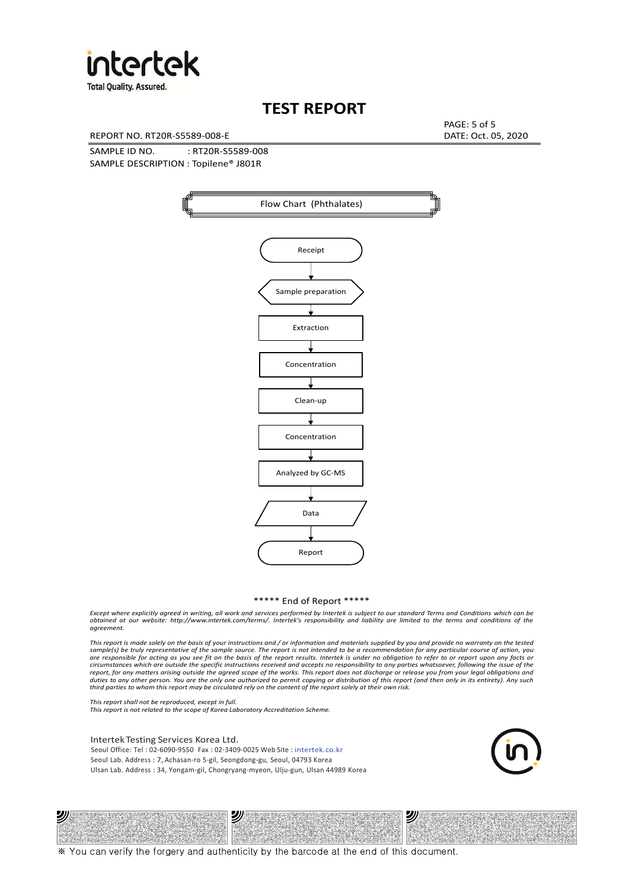# TEST REPORT

REPORT NO. RT20R-S5589-008-E

DATE: Oct. 05, 2020

SAMPLE ID NO. : RT20R-S5589-008

SAMPLE DESCRIPTION : Topilene® J801R

Flow Chart (Phthalates)

Receipt

Sample preparation

Extraction

Concentration

Clean-up

Concentration

Analyzed by GC-MS

Data

Report

***** End of Report *****

*Except where explicitly agreed in writing, all work and services performed by Intertek is subject to our standard Terms and Conditions which can be obtained at our website: http://www.intertek.com/terms/. Intertek's responsibility and liability are limited to the terms and conditions of the agreement.*

*This report is made solely on the basis of your instructions and / or information and materials supplied by you and provide no warranty on the tested sample(s) be truly representative of the sample source. The report is not intended to be a recommendation for any particular course of action, you are responsible for acting as you see fit on the basis of the report results. Intertek is under no obligation to refer to or report upon any facts or circumstances which are outside the specific instructions received and accepts no responsibility to any parties whatsoever, following the issue of the report, for any matters arising outside the agreed scope of the works. This report does not discharge or release you from your legal obligations and duties to any other person. You are the only one authorized to permit copying or distribution of this report (and then only in its entirety). Any such third parties to whom this report may be circulated rely on the content of the report solely at their own risk.*

*This report shall not be reproduced, except in full.*
*This report is not related to the scope of Korea Laboratory Accreditation Scheme.*

Intertek Testing Services Korea Ltd.
Seoul Office: Tel : 02-6090-9550 Fax : 02-3409-0025 Web Site : intertek.co.kr
Seoul Lab. Address : 7, Achasan-ro 5-gil, Seongdong-gu, Seoul, 04793 Korea
Ulsan Lab. Address : 34, Yongam-gil, Chongryang-myeon, Ulju-gun, Ulsan 44989 Korea

※ You can verify the forgery and authenticity by the barcode at the end of this document.